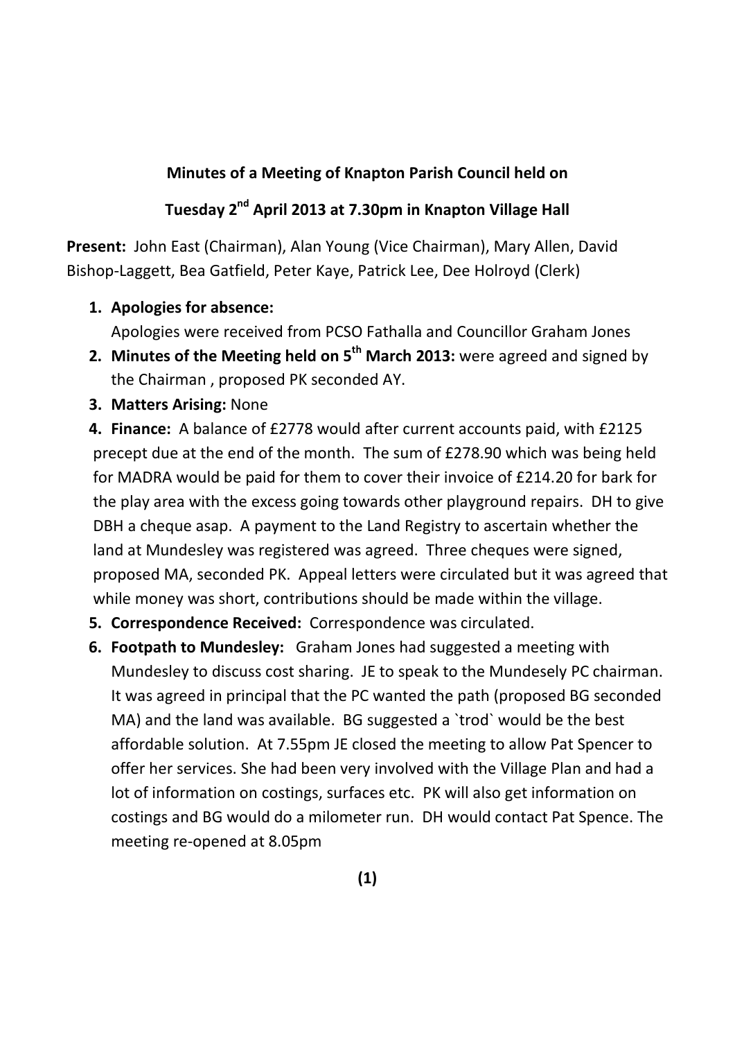**Minutes of a Meeting of Knapton Parish Council held on**

**Tuesday 2nd April 2013 at 7.30pm in Knapton Village Hall**

**Present:** John East (Chairman), Alan Young (Vice Chairman), Mary Allen, David Bishop-Laggett, Bea Gatfield, Peter Kaye, Patrick Lee, Dee Holroyd (Clerk)

1. **Apologies for absence:** Apologies were received from PCSO Fathalla and Councillor Graham Jones
2. **Minutes of the Meeting held on 5th March 2013:** were agreed and signed by the Chairman , proposed PK seconded AY.
3. **Matters Arising:** None
4. **Finance:** A balance of £2778 would after current accounts paid, with £2125 precept due at the end of the month. The sum of £278.90 which was being held for MADRA would be paid for them to cover their invoice of £214.20 for bark for the play area with the excess going towards other playground repairs. DH to give DBH a cheque asap. A payment to the Land Registry to ascertain whether the land at Mundesley was registered was agreed. Three cheques were signed, proposed MA, seconded PK. Appeal letters were circulated but it was agreed that while money was short, contributions should be made within the village.
5. **Correspondence Received:** Correspondence was circulated.
6. **Footpath to Mundesley:** Graham Jones had suggested a meeting with Mundesley to discuss cost sharing. JE to speak to the Mundesely PC chairman. It was agreed in principal that the PC wanted the path (proposed BG seconded MA) and the land was available. BG suggested a `trod` would be the best affordable solution. At 7.55pm JE closed the meeting to allow Pat Spencer to offer her services. She had been very involved with the Village Plan and had a lot of information on costings, surfaces etc. PK will also get information on costings and BG would do a milometer run. DH would contact Pat Spence. The meeting re-opened at 8.05pm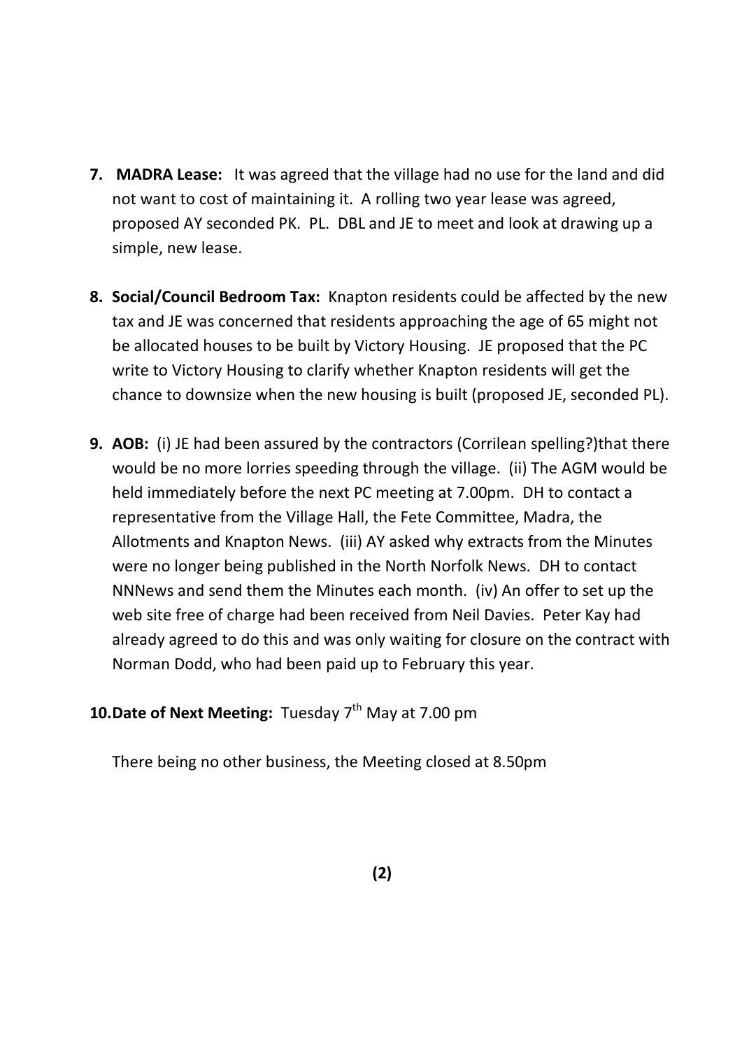7. **MADRA Lease:** It was agreed that the village had no use for the land and did not want to cost of maintaining it. A rolling two year lease was agreed, proposed AY seconded PK. PL. DBL and JE to meet and look at drawing up a simple, new lease.

8. **Social/Council Bedroom Tax:** Knapton residents could be affected by the new tax and JE was concerned that residents approaching the age of 65 might not be allocated houses to be built by Victory Housing. JE proposed that the PC write to Victory Housing to clarify whether Knapton residents will get the chance to downsize when the new housing is built (proposed JE, seconded PL).

9. **AOB:** (i) JE had been assured by the contractors (Corrilean spelling?)that there would be no more lorries speeding through the village. (ii) The AGM would be held immediately before the next PC meeting at 7.00pm. DH to contact a representative from the Village Hall, the Fete Committee, Madra, the Allotments and Knapton News. (iii) AY asked why extracts from the Minutes were no longer being published in the North Norfolk News. DH to contact NNNews and send them the Minutes each month. (iv) An offer to set up the web site free of charge had been received from Neil Davies. Peter Kay had already agreed to do this and was only waiting for closure on the contract with Norman Dodd, who had been paid up to February this year.

10. **Date of Next Meeting:** Tuesday 7th May at 7.00 pm

There being no other business, the Meeting closed at 8.50pm